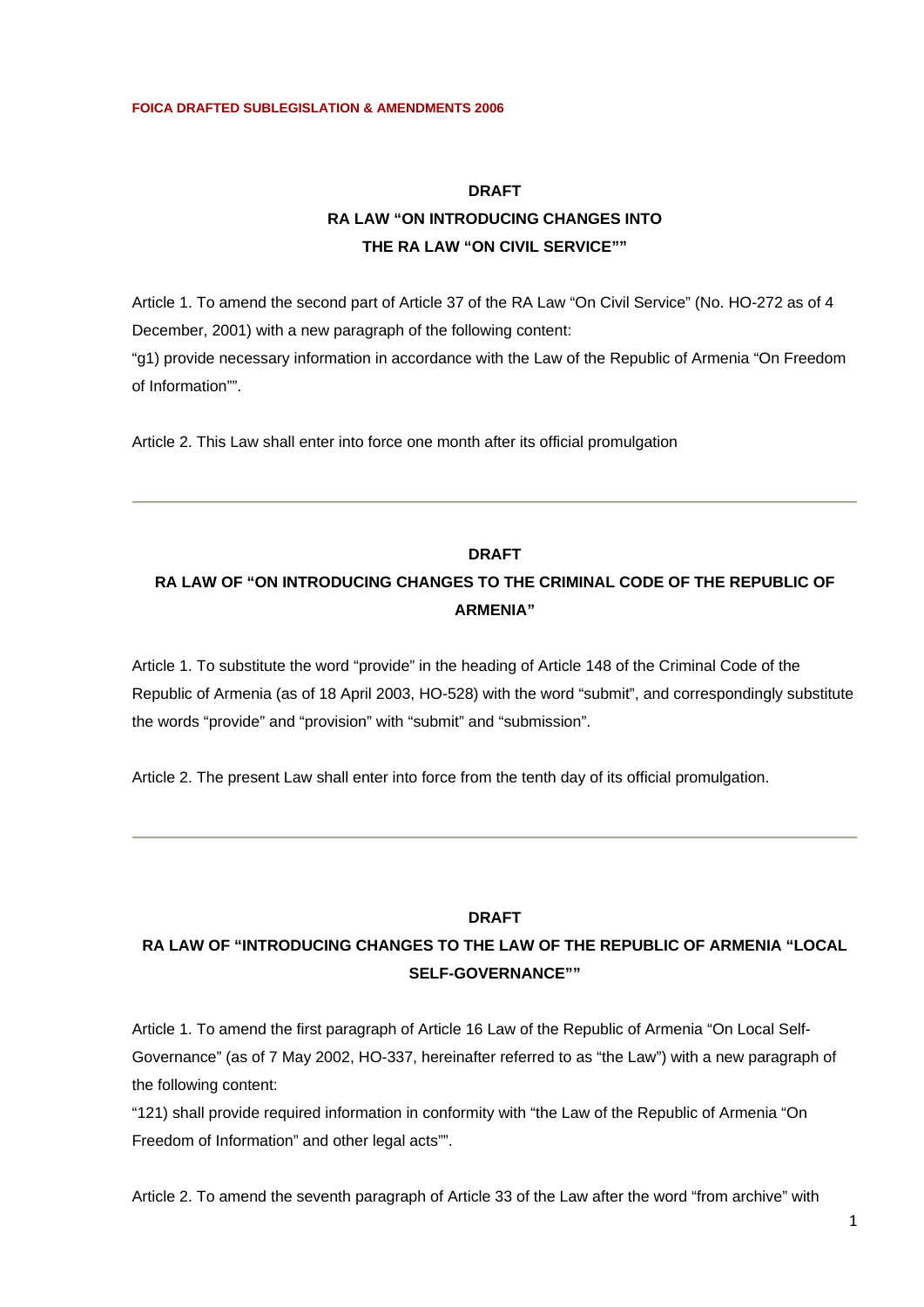**FOICA DRAFTED SUBLEGISLATION & AMENDMENTS 2006**

**DRAFT**

**RA LAW "ON INTRODUCING CHANGES INTO THE RA LAW "ON CIVIL SERVICE""**

Article 1. To amend the second part of Article 37 of the RA Law "On Civil Service" (No. HO-272 as of 4 December, 2001) with a new paragraph of the following content:
"g1) provide necessary information in accordance with the Law of the Republic of Armenia "On Freedom of Information"".

Article 2. This Law shall enter into force one month after its official promulgation

---

**DRAFT**

**RA LAW OF "ON INTRODUCING CHANGES TO THE CRIMINAL CODE OF THE REPUBLIC OF ARMENIA"**

Article 1. To substitute the word "provide" in the heading of Article 148 of the Criminal Code of the Republic of Armenia (as of 18 April 2003, HO-528) with the word "submit", and correspondingly substitute the words "provide" and "provision" with "submit" and "submission".

Article 2. The present Law shall enter into force from the tenth day of its official promulgation.

---

**DRAFT**

**RA LAW OF "INTRODUCING CHANGES TO THE LAW OF THE REPUBLIC OF ARMENIA "LOCAL SELF-GOVERNANCE""**

Article 1. To amend the first paragraph of Article 16 Law of the Republic of Armenia "On Local Self-Governance" (as of 7 May 2002, HO-337, hereinafter referred to as "the Law") with a new paragraph of the following content:
"121) shall provide required information in conformity with "the Law of the Republic of Armenia "On Freedom of Information" and other legal acts"".

Article 2. To amend the seventh paragraph of Article 33 of the Law after the word "from archive" with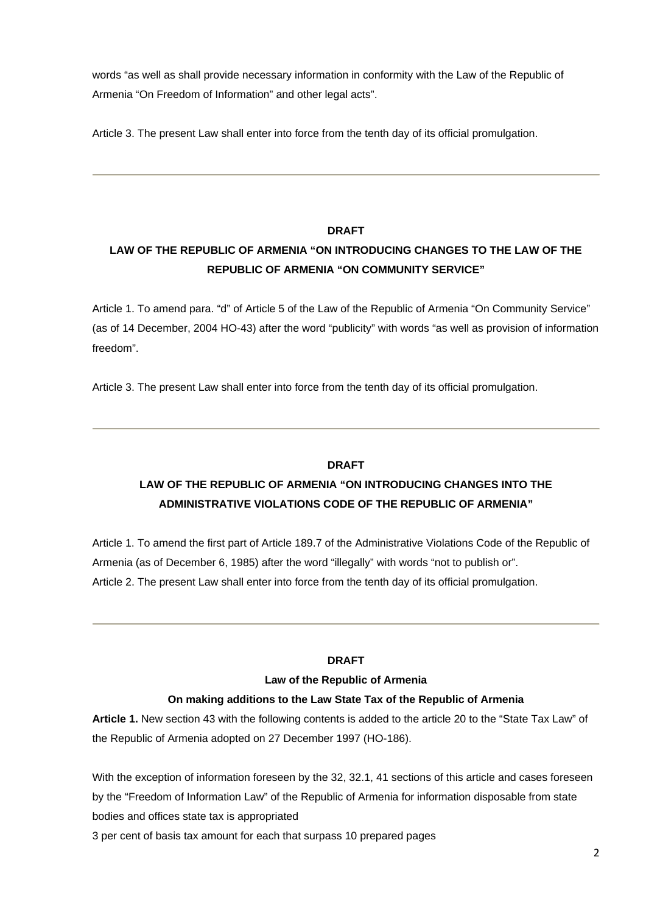words "as well as shall provide necessary information in conformity with the Law of the Republic of Armenia "On Freedom of Information" and other legal acts".

Article 3. The present Law shall enter into force from the tenth day of its official promulgation.

---

**DRAFT**

**LAW OF THE REPUBLIC OF ARMENIA "ON INTRODUCING CHANGES TO THE LAW OF THE REPUBLIC OF ARMENIA "ON COMMUNITY SERVICE"**

Article 1. To amend para. "d" of Article 5 of the Law of the Republic of Armenia "On Community Service" (as of 14 December, 2004 HO-43) after the word "publicity" with words "as well as provision of information freedom".

Article 3. The present Law shall enter into force from the tenth day of its official promulgation.

---

**DRAFT**

**LAW OF THE REPUBLIC OF ARMENIA "ON INTRODUCING CHANGES INTO THE ADMINISTRATIVE VIOLATIONS CODE OF THE REPUBLIC OF ARMENIA"**

Article 1. To amend the first part of Article 189.7 of the Administrative Violations Code of the Republic of Armenia (as of December 6, 1985) after the word "illegally" with words "not to publish or".
Article 2. The present Law shall enter into force from the tenth day of its official promulgation.

---

**DRAFT**

**Law of the Republic of Armenia**

**On making additions to the Law State Tax of the Republic of Armenia**

**Article 1.** New section 43 with the following contents is added to the article 20 to the "State Tax Law" of the Republic of Armenia adopted on 27 December 1997 (HO-186).

With the exception of information foreseen by the 32, 32.1, 41 sections of this article and cases foreseen by the "Freedom of Information Law" of the Republic of Armenia for information disposable from state bodies and offices state tax is appropriated
3 per cent of basis tax amount for each that surpass 10 prepared pages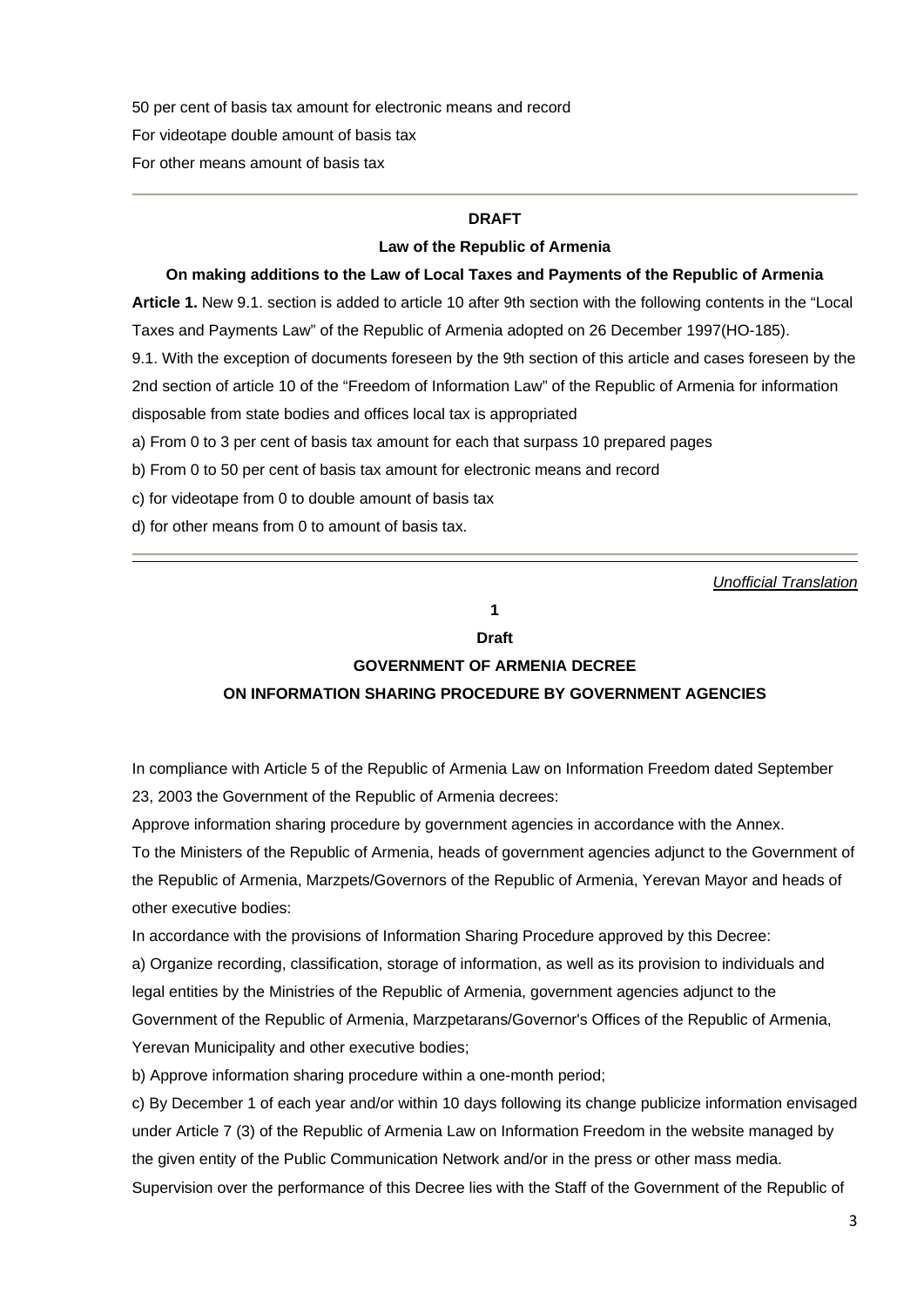50 per cent of basis tax amount for electronic means and record

For videotape double amount of basis tax

For other means amount of basis tax

---

**DRAFT**

**Law of the Republic of Armenia**

**On making additions to the Law of Local Taxes and Payments of the Republic of Armenia**

**Article 1.** New 9.1. section is added to article 10 after 9th section with the following contents in the "Local Taxes and Payments Law" of the Republic of Armenia adopted on 26 December 1997(HO-185).

9.1. With the exception of documents foreseen by the 9th section of this article and cases foreseen by the 2nd section of article 10 of the "Freedom of Information Law" of the Republic of Armenia for information disposable from state bodies and offices local tax is appropriated

a) From 0 to 3 per cent of basis tax amount for each that surpass 10 prepared pages

b) From 0 to 50 per cent of basis tax amount for electronic means and record

c) for videotape from 0 to double amount of basis tax

d) for other means from 0 to amount of basis tax.

---

*Unofficial Translation*

**1**

**Draft**

**GOVERNMENT OF ARMENIA DECREE**

**ON INFORMATION SHARING PROCEDURE BY GOVERNMENT AGENCIES**

In compliance with Article 5 of the Republic of Armenia Law on Information Freedom dated September 23, 2003 the Government of the Republic of Armenia decrees:

Approve information sharing procedure by government agencies in accordance with the Annex.

To the Ministers of the Republic of Armenia, heads of government agencies adjunct to the Government of the Republic of Armenia, Marzpets/Governors of the Republic of Armenia, Yerevan Mayor and heads of other executive bodies:

In accordance with the provisions of Information Sharing Procedure approved by this Decree:

a) Organize recording, classification, storage of information, as well as its provision to individuals and legal entities by the Ministries of the Republic of Armenia, government agencies adjunct to the Government of the Republic of Armenia, Marzpetarans/Governor's Offices of the Republic of Armenia, Yerevan Municipality and other executive bodies;

b) Approve information sharing procedure within a one-month period;

c) By December 1 of each year and/or within 10 days following its change publicize information envisaged under Article 7 (3) of the Republic of Armenia Law on Information Freedom in the website managed by the given entity of the Public Communication Network and/or in the press or other mass media.

Supervision over the performance of this Decree lies with the Staff of the Government of the Republic of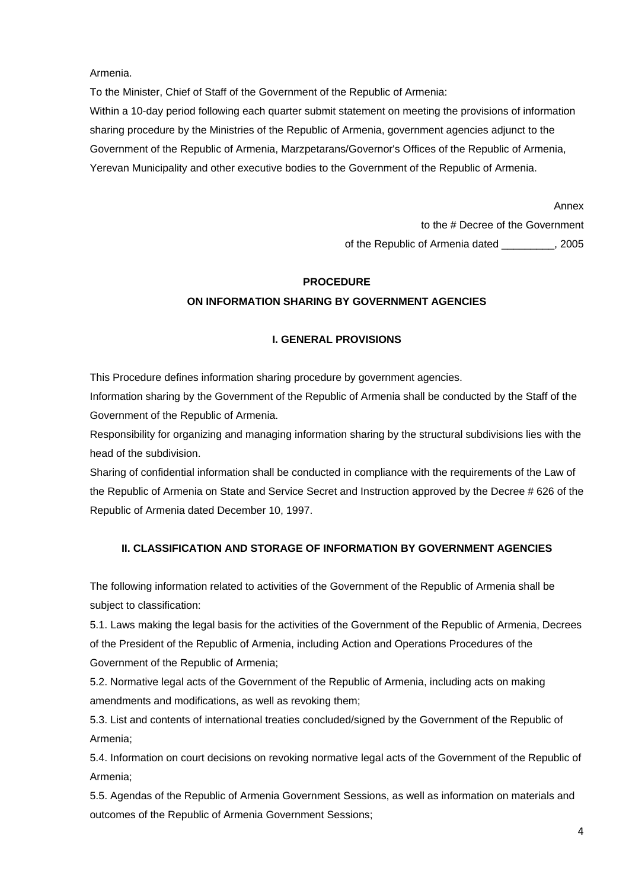Armenia.

To the Minister, Chief of Staff of the Government of the Republic of Armenia:

Within a 10-day period following each quarter submit statement on meeting the provisions of information sharing procedure by the Ministries of the Republic of Armenia, government agencies adjunct to the Government of the Republic of Armenia, Marzpetarans/Governor's Offices of the Republic of Armenia, Yerevan Municipality and other executive bodies to the Government of the Republic of Armenia.

Annex

to the # Decree of the Government

of the Republic of Armenia dated _________, 2005

**PROCEDURE**

**ON INFORMATION SHARING BY GOVERNMENT AGENCIES**

## I. GENERAL PROVISIONS

This Procedure defines information sharing procedure by government agencies.

Information sharing by the Government of the Republic of Armenia shall be conducted by the Staff of the Government of the Republic of Armenia.

Responsibility for organizing and managing information sharing by the structural subdivisions lies with the head of the subdivision.

Sharing of confidential information shall be conducted in compliance with the requirements of the Law of the Republic of Armenia on State and Service Secret and Instruction approved by the Decree # 626 of the Republic of Armenia dated December 10, 1997.

## II. CLASSIFICATION AND STORAGE OF INFORMATION BY GOVERNMENT AGENCIES

The following information related to activities of the Government of the Republic of Armenia shall be subject to classification:

5.1. Laws making the legal basis for the activities of the Government of the Republic of Armenia, Decrees of the President of the Republic of Armenia, including Action and Operations Procedures of the Government of the Republic of Armenia;

5.2. Normative legal acts of the Government of the Republic of Armenia, including acts on making amendments and modifications, as well as revoking them;

5.3. List and contents of international treaties concluded/signed by the Government of the Republic of Armenia;

5.4. Information on court decisions on revoking normative legal acts of the Government of the Republic of Armenia;

5.5. Agendas of the Republic of Armenia Government Sessions, as well as information on materials and outcomes of the Republic of Armenia Government Sessions;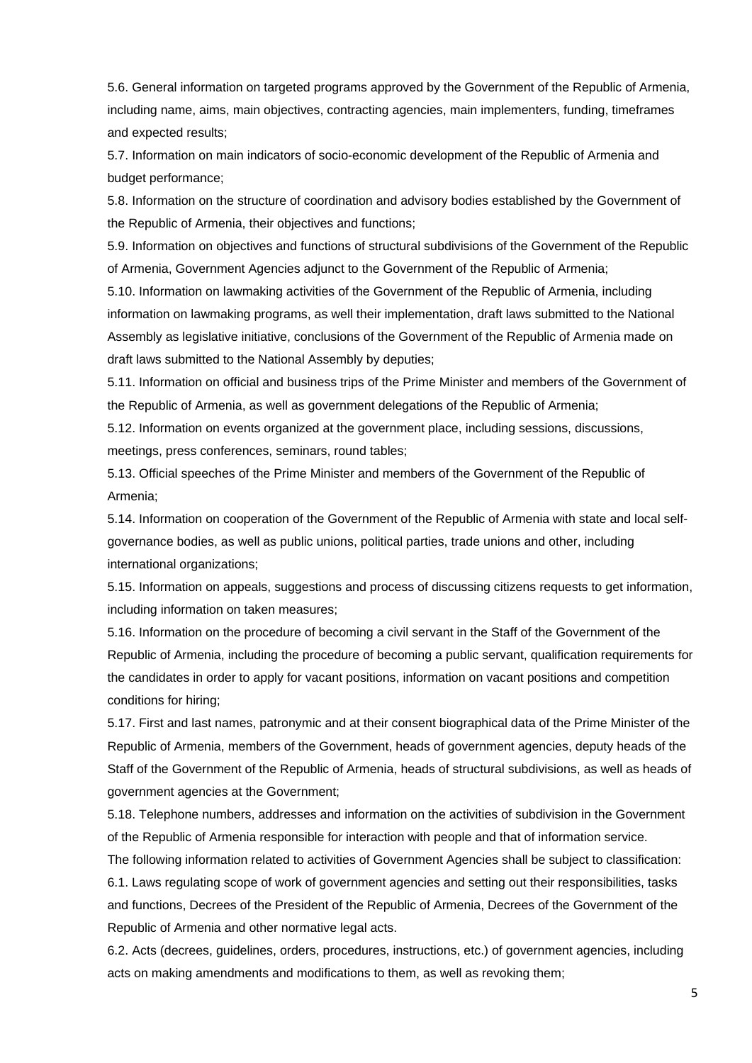5.6. General information on targeted programs approved by the Government of the Republic of Armenia, including name, aims, main objectives, contracting agencies, main implementers, funding, timeframes and expected results;

5.7. Information on main indicators of socio-economic development of the Republic of Armenia and budget performance;

5.8. Information on the structure of coordination and advisory bodies established by the Government of the Republic of Armenia, their objectives and functions;

5.9. Information on objectives and functions of structural subdivisions of the Government of the Republic of Armenia, Government Agencies adjunct to the Government of the Republic of Armenia;

5.10. Information on lawmaking activities of the Government of the Republic of Armenia, including information on lawmaking programs, as well their implementation, draft laws submitted to the National Assembly as legislative initiative, conclusions of the Government of the Republic of Armenia made on draft laws submitted to the National Assembly by deputies;

5.11. Information on official and business trips of the Prime Minister and members of the Government of the Republic of Armenia, as well as government delegations of the Republic of Armenia;

5.12. Information on events organized at the government place, including sessions, discussions, meetings, press conferences, seminars, round tables;

5.13. Official speeches of the Prime Minister and members of the Government of the Republic of Armenia;

5.14. Information on cooperation of the Government of the Republic of Armenia with state and local self-governance bodies, as well as public unions, political parties, trade unions and other, including international organizations;

5.15. Information on appeals, suggestions and process of discussing citizens requests to get information, including information on taken measures;

5.16. Information on the procedure of becoming a civil servant in the Staff of the Government of the Republic of Armenia, including the procedure of becoming a public servant, qualification requirements for the candidates in order to apply for vacant positions, information on vacant positions and competition conditions for hiring;

5.17. First and last names, patronymic and at their consent biographical data of the Prime Minister of the Republic of Armenia, members of the Government, heads of government agencies, deputy heads of the Staff of the Government of the Republic of Armenia, heads of structural subdivisions, as well as heads of government agencies at the Government;

5.18. Telephone numbers, addresses and information on the activities of subdivision in the Government of the Republic of Armenia responsible for interaction with people and that of information service.

The following information related to activities of Government Agencies shall be subject to classification:

6.1. Laws regulating scope of work of government agencies and setting out their responsibilities, tasks and functions, Decrees of the President of the Republic of Armenia, Decrees of the Government of the Republic of Armenia and other normative legal acts.

6.2. Acts (decrees, guidelines, orders, procedures, instructions, etc.) of government agencies, including acts on making amendments and modifications to them, as well as revoking them;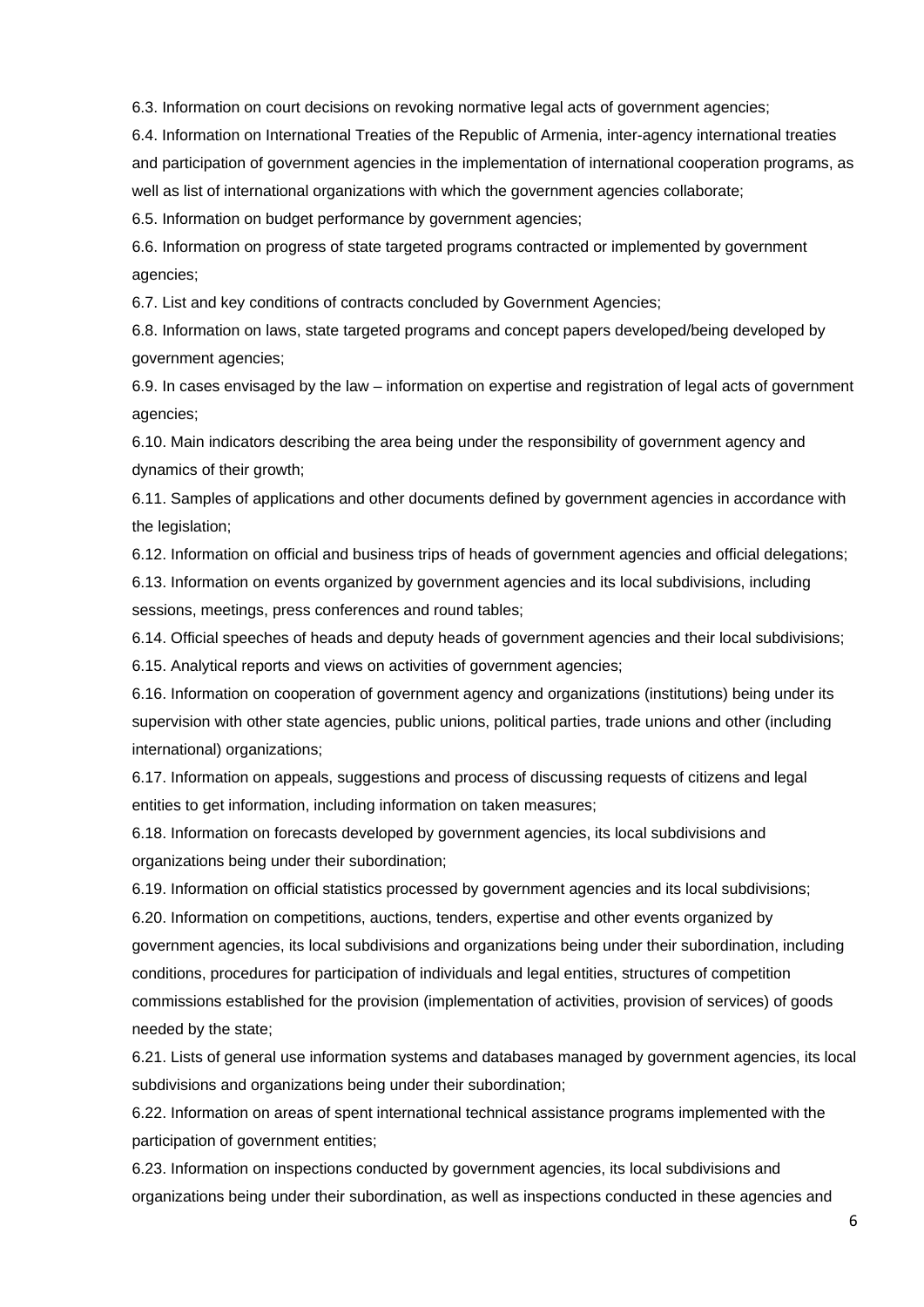6.3. Information on court decisions on revoking normative legal acts of government agencies;

6.4. Information on International Treaties of the Republic of Armenia, inter-agency international treaties and participation of government agencies in the implementation of international cooperation programs, as well as list of international organizations with which the government agencies collaborate;

6.5. Information on budget performance by government agencies;

6.6. Information on progress of state targeted programs contracted or implemented by government agencies;

6.7. List and key conditions of contracts concluded by Government Agencies;

6.8. Information on laws, state targeted programs and concept papers developed/being developed by government agencies;

6.9. In cases envisaged by the law – information on expertise and registration of legal acts of government agencies;

6.10. Main indicators describing the area being under the responsibility of government agency and dynamics of their growth;

6.11. Samples of applications and other documents defined by government agencies in accordance with the legislation;

6.12. Information on official and business trips of heads of government agencies and official delegations;

6.13. Information on events organized by government agencies and its local subdivisions, including sessions, meetings, press conferences and round tables;

6.14. Official speeches of heads and deputy heads of government agencies and their local subdivisions;

6.15. Analytical reports and views on activities of government agencies;

6.16. Information on cooperation of government agency and organizations (institutions) being under its supervision with other state agencies, public unions, political parties, trade unions and other (including international) organizations;

6.17. Information on appeals, suggestions and process of discussing requests of citizens and legal entities to get information, including information on taken measures;

6.18. Information on forecasts developed by government agencies, its local subdivisions and organizations being under their subordination;

6.19. Information on official statistics processed by government agencies and its local subdivisions;

6.20. Information on competitions, auctions, tenders, expertise and other events organized by government agencies, its local subdivisions and organizations being under their subordination, including conditions, procedures for participation of individuals and legal entities, structures of competition commissions established for the provision (implementation of activities, provision of services) of goods needed by the state;

6.21. Lists of general use information systems and databases managed by government agencies, its local subdivisions and organizations being under their subordination;

6.22. Information on areas of spent international technical assistance programs implemented with the participation of government entities;

6.23. Information on inspections conducted by government agencies, its local subdivisions and organizations being under their subordination, as well as inspections conducted in these agencies and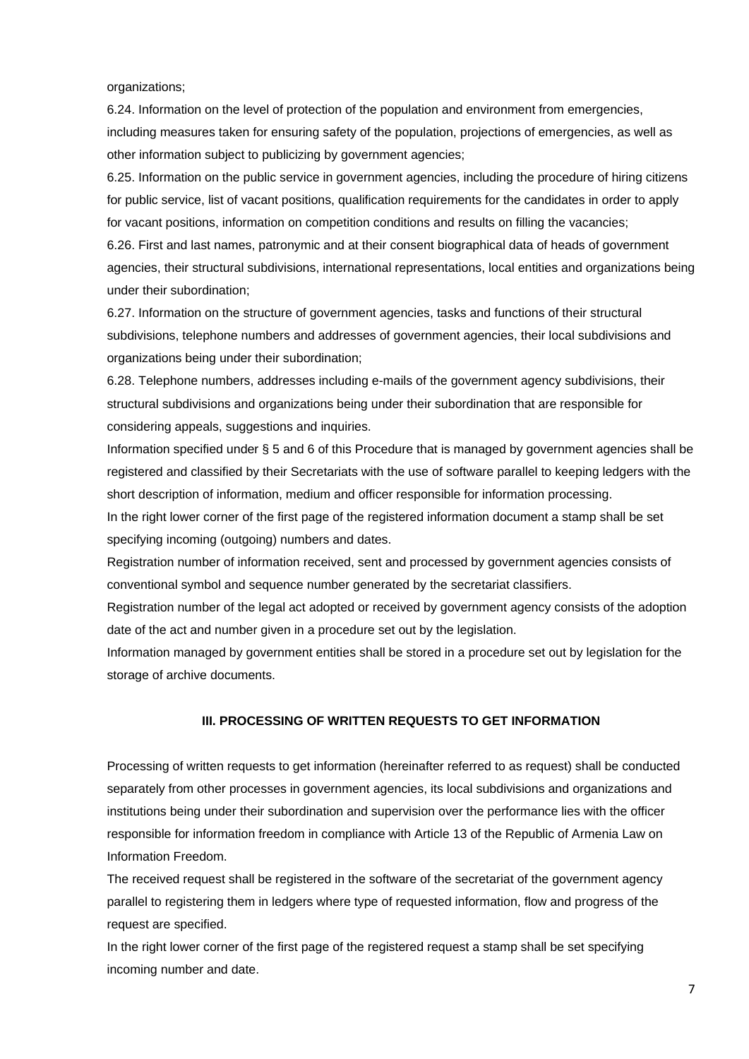organizations;

6.24. Information on the level of protection of the population and environment from emergencies, including measures taken for ensuring safety of the population, projections of emergencies, as well as other information subject to publicizing by government agencies;

6.25. Information on the public service in government agencies, including the procedure of hiring citizens for public service, list of vacant positions, qualification requirements for the candidates in order to apply for vacant positions, information on competition conditions and results on filling the vacancies;

6.26. First and last names, patronymic and at their consent biographical data of heads of government agencies, their structural subdivisions, international representations, local entities and organizations being under their subordination;

6.27. Information on the structure of government agencies, tasks and functions of their structural subdivisions, telephone numbers and addresses of government agencies, their local subdivisions and organizations being under their subordination;

6.28. Telephone numbers, addresses including e-mails of the government agency subdivisions, their structural subdivisions and organizations being under their subordination that are responsible for considering appeals, suggestions and inquiries.

Information specified under § 5 and 6 of this Procedure that is managed by government agencies shall be registered and classified by their Secretariats with the use of software parallel to keeping ledgers with the short description of information, medium and officer responsible for information processing.

In the right lower corner of the first page of the registered information document a stamp shall be set specifying incoming (outgoing) numbers and dates.

Registration number of information received, sent and processed by government agencies consists of conventional symbol and sequence number generated by the secretariat classifiers.

Registration number of the legal act adopted or received by government agency consists of the adoption date of the act and number given in a procedure set out by the legislation.

Information managed by government entities shall be stored in a procedure set out by legislation for the storage of archive documents.

## III. PROCESSING OF WRITTEN REQUESTS TO GET INFORMATION

Processing of written requests to get information (hereinafter referred to as request) shall be conducted separately from other processes in government agencies, its local subdivisions and organizations and institutions being under their subordination and supervision over the performance lies with the officer responsible for information freedom in compliance with Article 13 of the Republic of Armenia Law on Information Freedom.

The received request shall be registered in the software of the secretariat of the government agency parallel to registering them in ledgers where type of requested information, flow and progress of the request are specified.

In the right lower corner of the first page of the registered request a stamp shall be set specifying incoming number and date.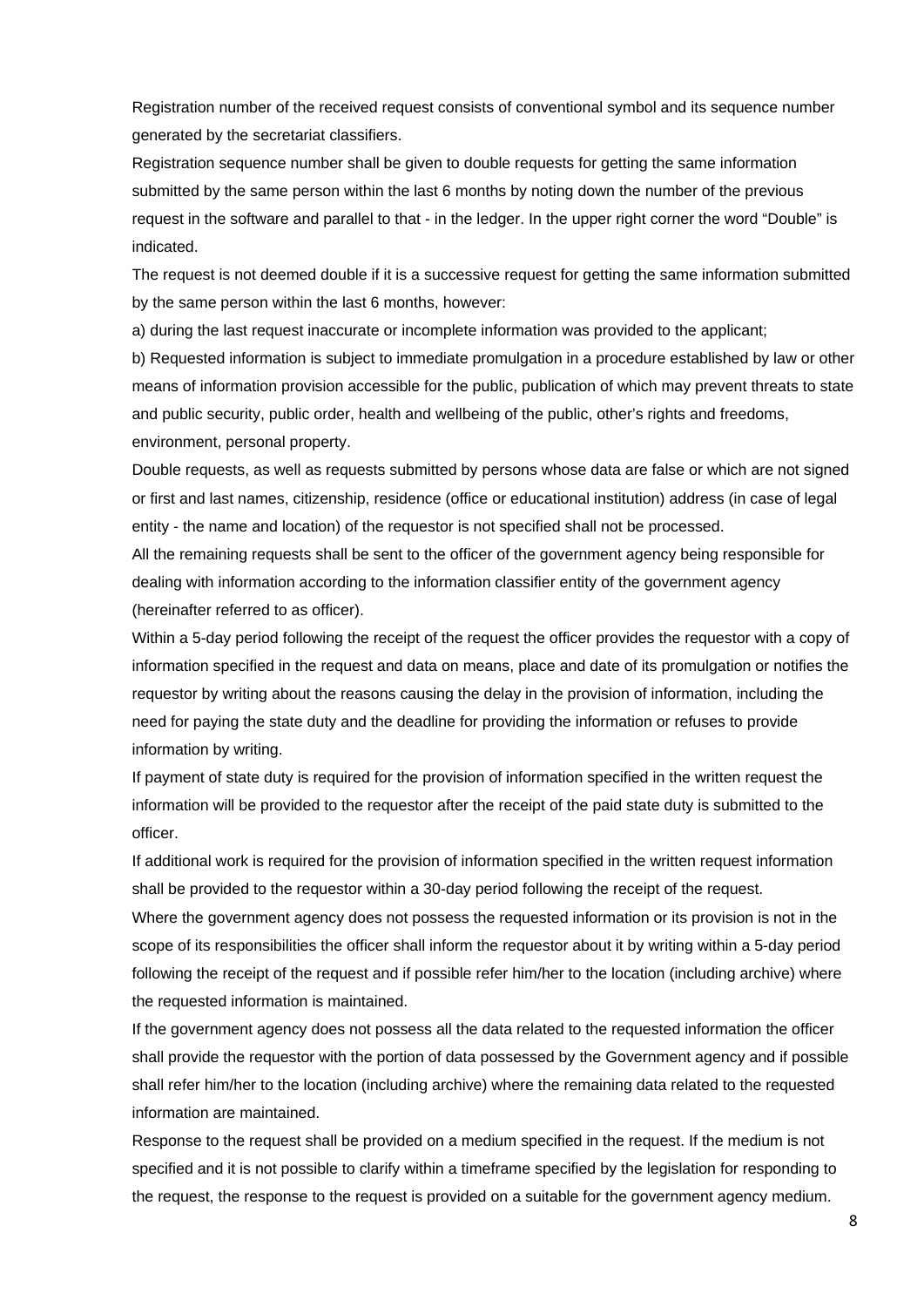Registration number of the received request consists of conventional symbol and its sequence number generated by the secretariat classifiers.

Registration sequence number shall be given to double requests for getting the same information submitted by the same person within the last 6 months by noting down the number of the previous request in the software and parallel to that - in the ledger. In the upper right corner the word "Double" is indicated.

The request is not deemed double if it is a successive request for getting the same information submitted by the same person within the last 6 months, however:

a) during the last request inaccurate or incomplete information was provided to the applicant;

b) Requested information is subject to immediate promulgation in a procedure established by law or other means of information provision accessible for the public, publication of which may prevent threats to state and public security, public order, health and wellbeing of the public, other's rights and freedoms, environment, personal property.

Double requests, as well as requests submitted by persons whose data are false or which are not signed or first and last names, citizenship, residence (office or educational institution) address (in case of legal entity - the name and location) of the requestor is not specified shall not be processed.

All the remaining requests shall be sent to the officer of the government agency being responsible for dealing with information according to the information classifier entity of the government agency (hereinafter referred to as officer).

Within a 5-day period following the receipt of the request the officer provides the requestor with a copy of information specified in the request and data on means, place and date of its promulgation or notifies the requestor by writing about the reasons causing the delay in the provision of information, including the need for paying the state duty and the deadline for providing the information or refuses to provide information by writing.

If payment of state duty is required for the provision of information specified in the written request the information will be provided to the requestor after the receipt of the paid state duty is submitted to the officer.

If additional work is required for the provision of information specified in the written request information shall be provided to the requestor within a 30-day period following the receipt of the request.

Where the government agency does not possess the requested information or its provision is not in the scope of its responsibilities the officer shall inform the requestor about it by writing within a 5-day period following the receipt of the request and if possible refer him/her to the location (including archive) where the requested information is maintained.

If the government agency does not possess all the data related to the requested information the officer shall provide the requestor with the portion of data possessed by the Government agency and if possible shall refer him/her to the location (including archive) where the remaining data related to the requested information are maintained.

Response to the request shall be provided on a medium specified in the request. If the medium is not specified and it is not possible to clarify within a timeframe specified by the legislation for responding to the request, the response to the request is provided on a suitable for the government agency medium.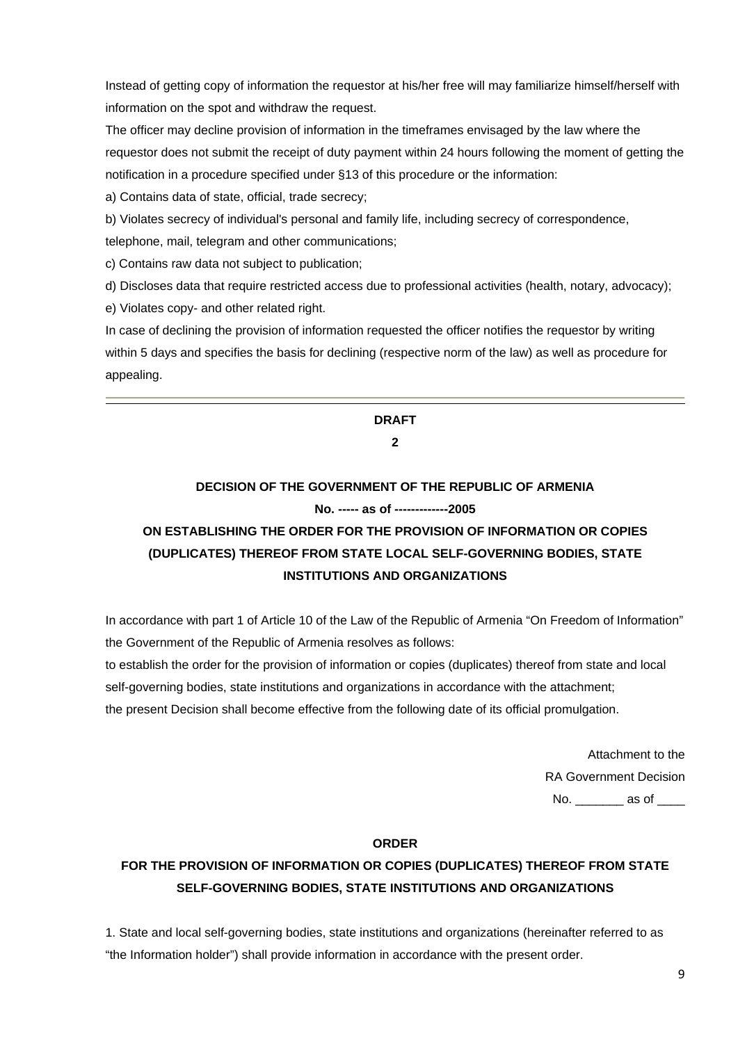Instead of getting copy of information the requestor at his/her free will may familiarize himself/herself with information on the spot and withdraw the request.

The officer may decline provision of information in the timeframes envisaged by the law where the requestor does not submit the receipt of duty payment within 24 hours following the moment of getting the notification in a procedure specified under §13 of this procedure or the information:

a) Contains data of state, official, trade secrecy;

b) Violates secrecy of individual's personal and family life, including secrecy of correspondence, telephone, mail, telegram and other communications;

c) Contains raw data not subject to publication;

d) Discloses data that require restricted access due to professional activities (health, notary, advocacy);

e) Violates copy- and other related right.

In case of declining the provision of information requested the officer notifies the requestor by writing within 5 days and specifies the basis for declining (respective norm of the law) as well as procedure for appealing.

---

**DRAFT**

**2**

**DECISION OF THE GOVERNMENT OF THE REPUBLIC OF ARMENIA**

**No. ----- as of -------------2005**

**ON ESTABLISHING THE ORDER FOR THE PROVISION OF INFORMATION OR COPIES (DUPLICATES) THEREOF FROM STATE LOCAL SELF-GOVERNING BODIES, STATE INSTITUTIONS AND ORGANIZATIONS**

In accordance with part 1 of Article 10 of the Law of the Republic of Armenia "On Freedom of Information" the Government of the Republic of Armenia resolves as follows:

to establish the order for the provision of information or copies (duplicates) thereof from state and local self-governing bodies, state institutions and organizations in accordance with the attachment;

the present Decision shall become effective from the following date of its official promulgation.

Attachment to the
RA Government Decision
No. _______ as of ____

**ORDER**

**FOR THE PROVISION OF INFORMATION OR COPIES (DUPLICATES) THEREOF FROM STATE SELF-GOVERNING BODIES, STATE INSTITUTIONS AND ORGANIZATIONS**

1. State and local self-governing bodies, state institutions and organizations (hereinafter referred to as "the Information holder") shall provide information in accordance with the present order.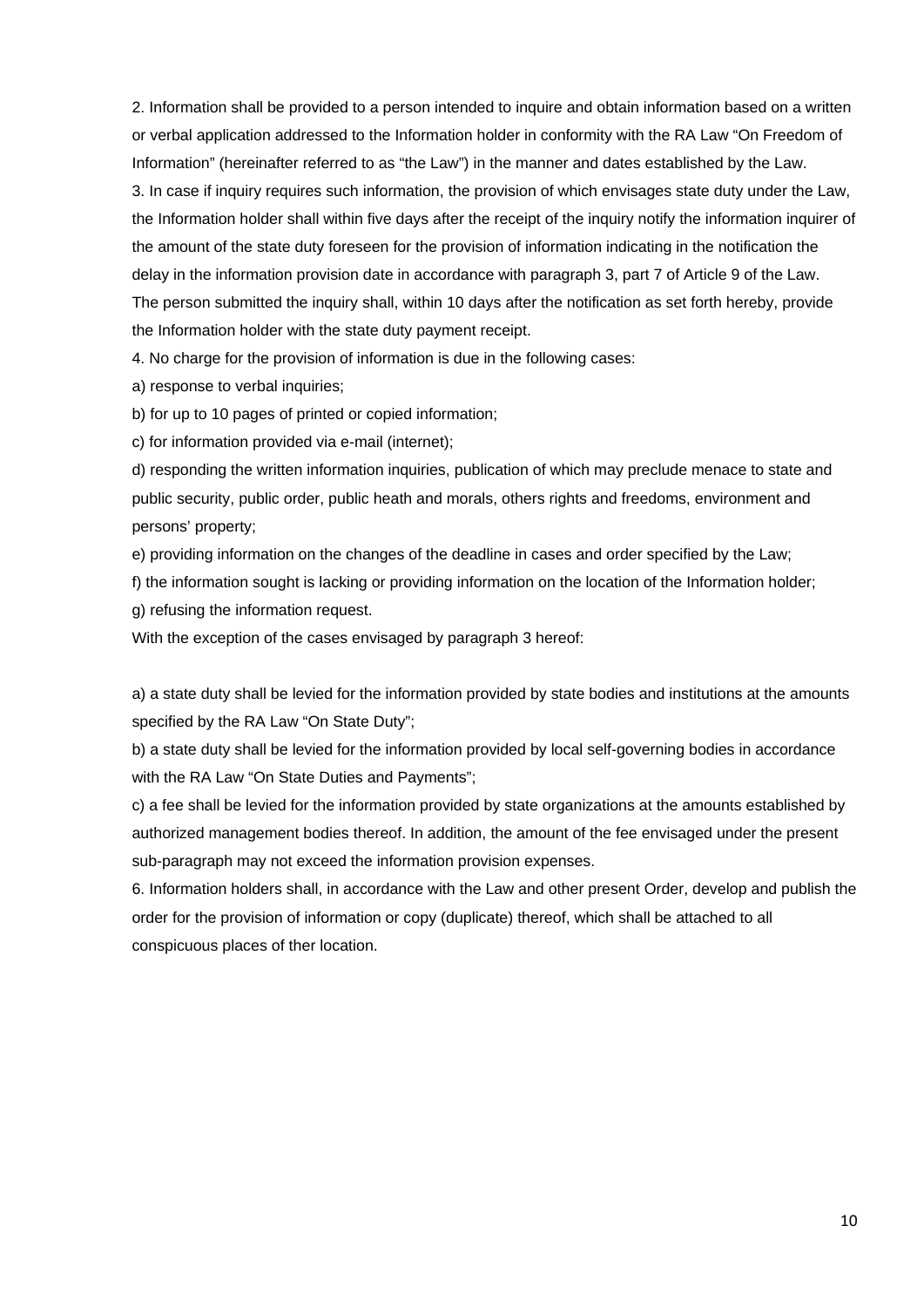2. Information shall be provided to a person intended to inquire and obtain information based on a written or verbal application addressed to the Information holder in conformity with the RA Law "On Freedom of Information" (hereinafter referred to as "the Law") in the manner and dates established by the Law.

3. In case if inquiry requires such information, the provision of which envisages state duty under the Law, the Information holder shall within five days after the receipt of the inquiry notify the information inquirer of the amount of the state duty foreseen for the provision of information indicating in the notification the delay in the information provision date in accordance with paragraph 3, part 7 of Article 9 of the Law. The person submitted the inquiry shall, within 10 days after the notification as set forth hereby, provide the Information holder with the state duty payment receipt.

4. No charge for the provision of information is due in the following cases:

a) response to verbal inquiries;

b) for up to 10 pages of printed or copied information;

c) for information provided via e-mail (internet);

d) responding the written information inquiries, publication of which may preclude menace to state and public security, public order, public heath and morals, others rights and freedoms, environment and persons' property;

e) providing information on the changes of the deadline in cases and order specified by the Law;

f) the information sought is lacking or providing information on the location of the Information holder;

g) refusing the information request.

With the exception of the cases envisaged by paragraph 3 hereof:

a) a state duty shall be levied for the information provided by state bodies and institutions at the amounts specified by the RA Law "On State Duty";

b) a state duty shall be levied for the information provided by local self-governing bodies in accordance with the RA Law "On State Duties and Payments";

c) a fee shall be levied for the information provided by state organizations at the amounts established by authorized management bodies thereof. In addition, the amount of the fee envisaged under the present sub-paragraph may not exceed the information provision expenses.

6. Information holders shall, in accordance with the Law and other present Order, develop and publish the order for the provision of information or copy (duplicate) thereof, which shall be attached to all conspicuous places of ther location.